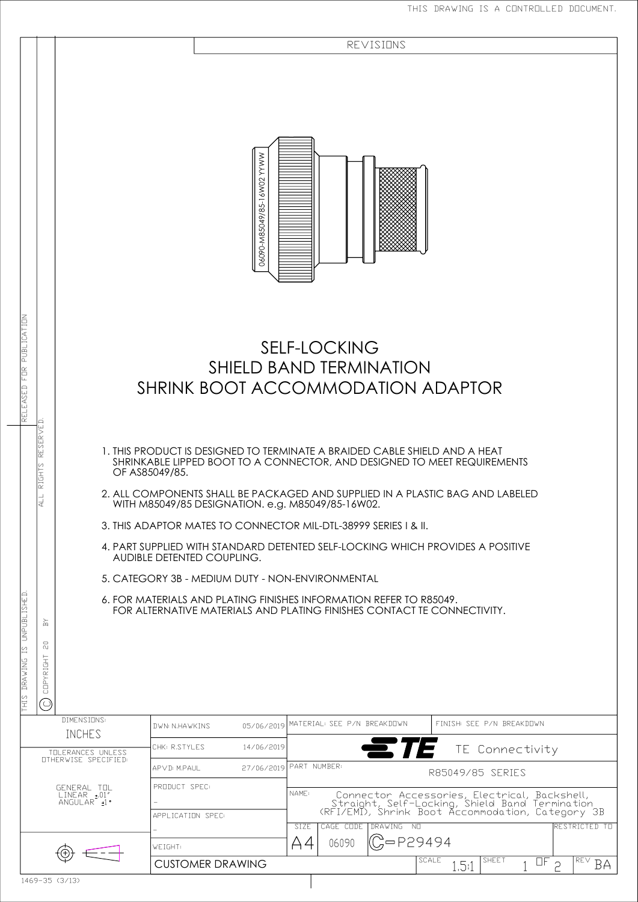THIS DRAWING IS A CONTROLLED DOCUMENT.

REVISIONS

06090-M85049/85-16W02 YYWW

# SELF-LOCKING
# SHIELD BAND TERMINATION
# SHRINK BOOT ACCOMMODATION ADAPTOR

1. THIS PRODUCT IS DESIGNED TO TERMINATE A BRAIDED CABLE SHIELD AND A HEAT SHRINKABLE LIPPED BOOT TO A CONNECTOR, AND DESIGNED TO MEET REQUIREMENTS OF AS85049/85.
2. ALL COMPONENTS SHALL BE PACKAGED AND SUPPLIED IN A PLASTIC BAG AND LABELED WITH M85049/85 DESIGNATION. e.g. M85049/85-16W02.
3. THIS ADAPTOR MATES TO CONNECTOR MIL-DTL-38999 SERIES I & II.
4. PART SUPPLIED WITH STANDARD DETENTED SELF-LOCKING WHICH PROVIDES A POSITIVE AUDIBLE DETENTED COUPLING.
5. CATEGORY 3B - MEDIUM DUTY - NON-ENVIRONMENTAL
6. FOR MATERIALS AND PLATING FINISHES INFORMATION REFER TO R85049.
   FOR ALTERNATIVE MATERIALS AND PLATING FINISHES CONTACT TE CONNECTIVITY.

THIS DRAWING IS UNPUBLISHED. © COPYRIGHT 20 BY. ALL RIGHTS RESERVED. RELEASED FOR PUBLICATION

| | | | | |
|---|---|---|---|---|
| DIMENSIONS: INCHES | DWN: N.HAWKINS 05/06/2019 | MATERIAL: SEE P/N BREAKDOWN | | FINISH: SEE P/N BREAKDOWN |
| TOLERANCES UNLESS OTHERWISE SPECIFIED: | CHK: R.STYLES 14/06/2019 | TE TE Connectivity | | |
| GENERAL TOL LINEAR ±.01" ANGULAR ±1° | APVD: M.PAUL 27/06/2019 | PART NUMBER: R85049/85 SERIES | | |
| | PRODUCT SPEC: - | NAME: Connector Accessories, Electrical, Backshell, Straight, Self-Locking, Shield Band Termination (RFI/EMI), Shrink Boot Accommodation, Category 3B | | |
| | APPLICATION SPEC: - | SIZE A4 | CAGE CODE 06090 | DRAWING NO C-P29494 — RESTRICTED TO |
| | WEIGHT: | SCALE 1.5:1 | SHEET 1 OF 2 | REV BA |
| | CUSTOMER DRAWING | | | |

1469-35 (3/13)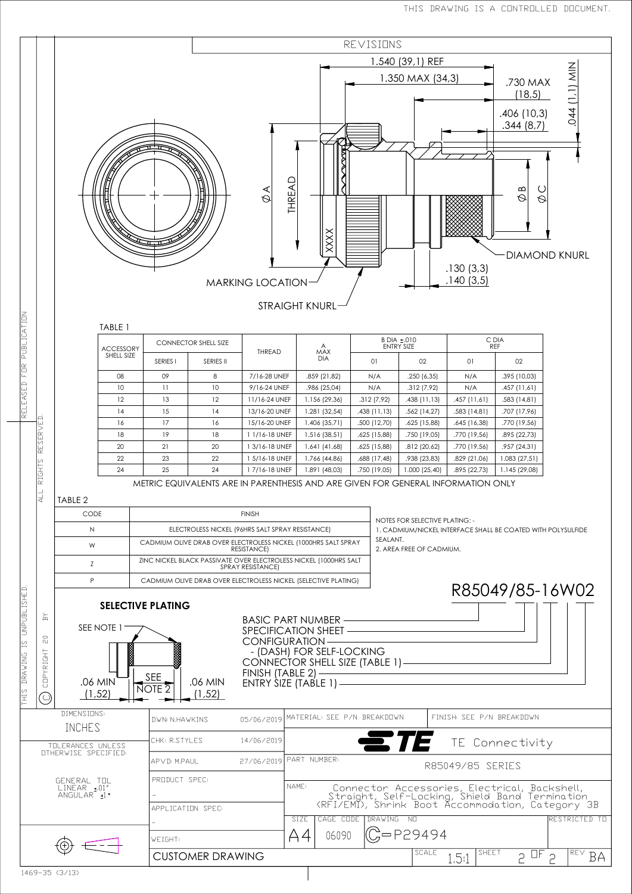THIS DRAWING IS A CONTROLLED DOCUMENT.

REVISIONS

1.540 (39,1) REF

1.350 MAX (34,3)

.730 MAX (18,5)

.044 (1,1) MIN

.406 (10,3)
.344 (8,7)

Ø A

THREAD

XXXX

Ø B

Ø C

DIAMOND KNURL

.130 (3,3)
.140 (3,5)

MARKING LOCATION

STRAIGHT KNURL

TABLE 1

| ACCESSORY SHELL SIZE | CONNECTOR SHELL SIZE | | THREAD | A MAX DIA | B DIA ±.010 ENTRY SIZE | | C DIA REF | |
|---|---|---|---|---|---|---|---|---|
| | SERIES I | SERIES II | | | 01 | 02 | 01 | 02 |
| 08 | 09 | 8 | 7/16-28 UNEF | .859 (21,82) | N/A | .250 (6,35) | N/A | .395 (10,03) |
| 10 | 11 | 10 | 9/16-24 UNEF | .986 (25,04) | N/A | .312 (7,92) | N/A | .457 (11,61) |
| 12 | 13 | 12 | 11/16-24 UNEF | 1.156 (29,36) | .312 (7,92) | .438 (11,13) | .457 (11,61) | .583 (14,81) |
| 14 | 15 | 14 | 13/16-20 UNEF | 1.281 (32,54) | .438 (11,13) | .562 (14,27) | .583 (14,81) | .707 (17,96) |
| 16 | 17 | 16 | 15/16-20 UNEF | 1.406 (35,71) | .500 (12,70) | .625 (15,88) | .645 (16,38) | .770 (19,56) |
| 18 | 19 | 18 | 1 1/16-18 UNEF | 1.516 (38,51) | .625 (15,88) | .750 (19,05) | .770 (19,56) | .895 (22,73) |
| 20 | 21 | 20 | 1 3/16-18 UNEF | 1.641 (41,68) | .625 (15,88) | .812 (20,62) | .770 (19,56) | .957 (24,31) |
| 22 | 23 | 22 | 1 5/16-18 UNEF | 1.766 (44,86) | .688 (17,48) | .938 (23,83) | .829 (21,06) | 1.083 (27,51) |
| 24 | 25 | 24 | 1 7/16-18 UNEF | 1.891 (48,03) | .750 (19,05) | 1.000 (25,40) | .895 (22,73) | 1.145 (29,08) |

METRIC EQUIVALENTS ARE IN PARENTHESIS AND ARE GIVEN FOR GENERAL INFORMATION ONLY

TABLE 2

| CODE | FINISH |
|---|---|
| N | ELECTROLESS NICKEL (96HRS SALT SPRAY RESISTANCE) |
| W | CADMIUM OLIVE DRAB OVER ELECTROLESS NICKEL (1000HRS SALT SPRAY RESISTANCE) |
| Z | ZINC NICKEL BLACK PASSIVATE OVER ELECTROLESS NICKEL (1000HRS SALT SPRAY RESISTANCE) |
| P | CADMIUM OLIVE DRAB OVER ELECTROLESS NICKEL (SELECTIVE PLATING) |

NOTES FOR SELECTIVE PLATING: -
1. CADMIUM/NICKEL INTERFACE SHALL BE COATED WITH POLYSULFIDE SEALANT.
2. AREA FREE OF CADMIUM.

**SELECTIVE PLATING**

SEE NOTE 1

.06 MIN (1,52) | SEE NOTE 2 | .06 MIN (1,52)

R85049/85-16W02

- BASIC PART NUMBER
- SPECIFICATION SHEET
- CONFIGURATION
  - (DASH) FOR SELF-LOCKING
- CONNECTOR SHELL SIZE (TABLE 1)
- FINISH (TABLE 2)
- ENTRY SIZE (TABLE 1)

| | | | |
|---|---|---|---|
| DIMENSIONS: INCHES | DWN: N.HAWKINS | 05/06/2019 | MATERIAL: SEE P/N BREAKDOWN — FINISH: SEE P/N BREAKDOWN |
| TOLERANCES UNLESS OTHERWISE SPECIFIED: | CHK: R.STYLES | 14/06/2019 | TE Connectivity |
| | APVD: M.PAUL | 27/06/2019 | PART NUMBER: R85049/85 SERIES |
| GENERAL TOL LINEAR ±.01" ANGULAR ±1° | PRODUCT SPEC: – | | NAME: Connector Accessories, Electrical, Backshell, Straight, Self-Locking, Shield Band Termination (RFI/EMI), Shrink Boot Accommodation, Category 3B |
| | APPLICATION SPEC: – | | SIZE A4 — CAGE CODE 06090 — DRAWING NO C-P29494 — RESTRICTED TO |
| | WEIGHT: | | |
| | CUSTOMER DRAWING | | SCALE 1.5:1 — SHEET 2 OF 2 — REV BA |

THIS DRAWING IS UNPUBLISHED. © COPYRIGHT 20 BY. ALL RIGHTS RESERVED. RELEASED FOR PUBLICATION

1469-35 (3/13)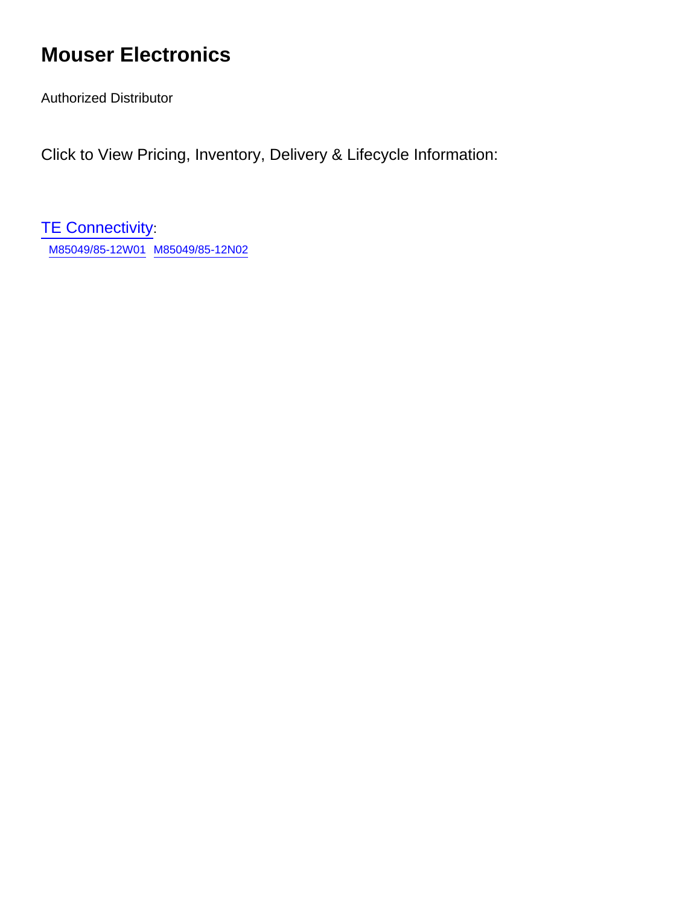# Mouser Electronics

Authorized Distributor

Click to View Pricing, Inventory, Delivery & Lifecycle Information:

TE Connectivity:

M85049/85-12W01 M85049/85-12N02